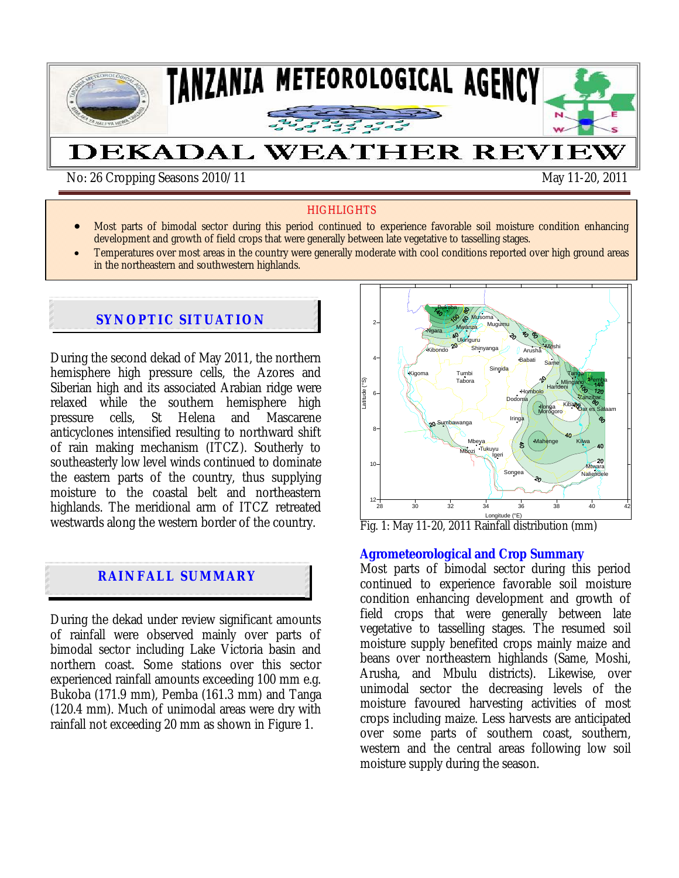# TANZANIA METEOROLOGICAL AGENCY

# DEKADAL WEATHER REVIEW

No: 26 Cropping Seasons 2010/11 May 11-20, 2011

## HIGHLIGHTS

- Most parts of bimodal sector during this period continued to experience favorable soil moisture condition enhancing development and growth of field crops that were generally between late vegetative to tasselling stages.
- Temperatures over most areas in the country were generally moderate with cool conditions reported over high ground areas in the northeastern and southwestern highlands.

## SYNOPTIC SITUATION

During the second dekad of May 2011, the northern hemisphere high pressure cells, the Azores and Siberian high and its associated Arabian ridge were relaxed while the southern hemisphere high pressure cells, St Helena and Mascarene anticyclones intensified resulting to northward shift of rain making mechanism (ITCZ). Southerly to southeasterly low level winds continued to dominate the eastern parts of the country, thus supplying moisture to the coastal belt and northeastern highlands. The meridional arm of ITCZ retreated westwards along the western border of the country.

## RAINFALL SUMMARY

During the dekad under review significant amounts of rainfall were observed mainly over parts of bimodal sector including Lake Victoria basin and northern coast. Some stations over this sector experienced rainfall amounts exceeding 100 mm e.g. Bukoba (171.9 mm), Pemba (161.3 mm) and Tanga (120.4 mm). Much of unimodal areas were dry with rainfall not exceeding 20 mm as shown in Figure 1.

Fig. 1: May 11-20, 2011 Rainfall distribution (mm)

### Agrometeorological and Crop Summary

Most parts of bimodal sector during this period continued to experience favorable soil moisture condition enhancing development and growth of field crops that were generally between late vegetative to tasselling stages. The resumed soil moisture supply benefited crops mainly maize and beans over northeastern highlands (Same, Moshi, Arusha, and Mbulu districts). Likewise, over unimodal sector the decreasing levels of the moisture favoured harvesting activities of most crops including maize. Less harvests are anticipated over some parts of southern coast, southern, western and the central areas following low soil moisture supply during the season.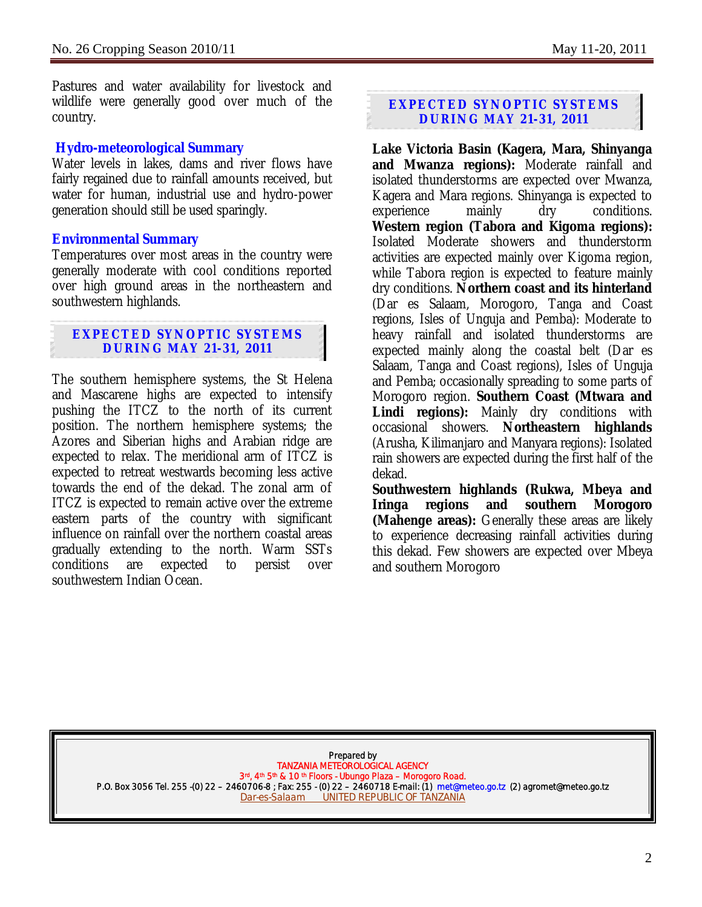Pastures and water availability for livestock and wildlife were generally good over much of the country.

## Hydro-meteorological Summary

Water levels in lakes, dams and river flows have fairly regained due to rainfall amounts received, but water for human, industrial use and hydro-power generation should still be used sparingly.

## Environmental Summary

Temperatures over most areas in the country were generally moderate with cool conditions reported over high ground areas in the northeastern and southwestern highlands.

## EXPECTED SYNOPTIC SYSTEMS DURING MAY 21-31, 2011

The southern hemisphere systems, the St Helena and Mascarene highs are expected to intensify pushing the ITCZ to the north of its current position. The northern hemisphere systems; the Azores and Siberian highs and Arabian ridge are expected to relax. The meridional arm of ITCZ is expected to retreat westwards becoming less active towards the end of the dekad. The zonal arm of ITCZ is expected to remain active over the extreme eastern parts of the country with significant influence on rainfall over the northern coastal areas gradually extending to the north. Warm SSTs conditions are expected to persist over southwestern Indian Ocean.

## EXPECTED SYNOPTIC SYSTEMS DURING MAY 21-31, 2011

**Lake Victoria Basin (Kagera, Mara, Shinyanga and Mwanza regions):** Moderate rainfall and isolated thunderstorms are expected over Mwanza, Kagera and Mara regions. Shinyanga is expected to experience mainly dry conditions. **Western region (Tabora and Kigoma regions):** Isolated Moderate showers and thunderstorm activities are expected mainly over Kigoma region, while Tabora region is expected to feature mainly dry conditions. **Northern coast and its hinterland** (Dar es Salaam, Morogoro, Tanga and Coast regions, Isles of Unguja and Pemba): Moderate to heavy rainfall and isolated thunderstorms are expected mainly along the coastal belt (Dar es Salaam, Tanga and Coast regions), Isles of Unguja and Pemba; occasionally spreading to some parts of Morogoro region. **Southern Coast (Mtwara and Lindi regions):** Mainly dry conditions with occasional showers. **Northeastern highlands** (Arusha, Kilimanjaro and Manyara regions): Isolated rain showers are expected during the first half of the dekad.

**Southwestern highlands (Rukwa, Mbeya and Iringa regions and southern Morogoro (Mahenge areas):** Generally these areas are likely to experience decreasing rainfall activities during this dekad. Few showers are expected over Mbeya and southern Morogoro

Prepared by
TANZANIA METEOROLOGICAL AGENCY
3rd, 4th 5th & 10 th Floors - Ubungo Plaza – Morogoro Road.
P.O. Box 3056 Tel. 255 -(0) 22 – 2460706-8 ; Fax: 255 - (0) 22 – 2460718 E-mail: (1) met@meteo.go.tz (2) agromet@meteo.go.tz
Dar-es-Salaam UNITED REPUBLIC OF TANZANIA